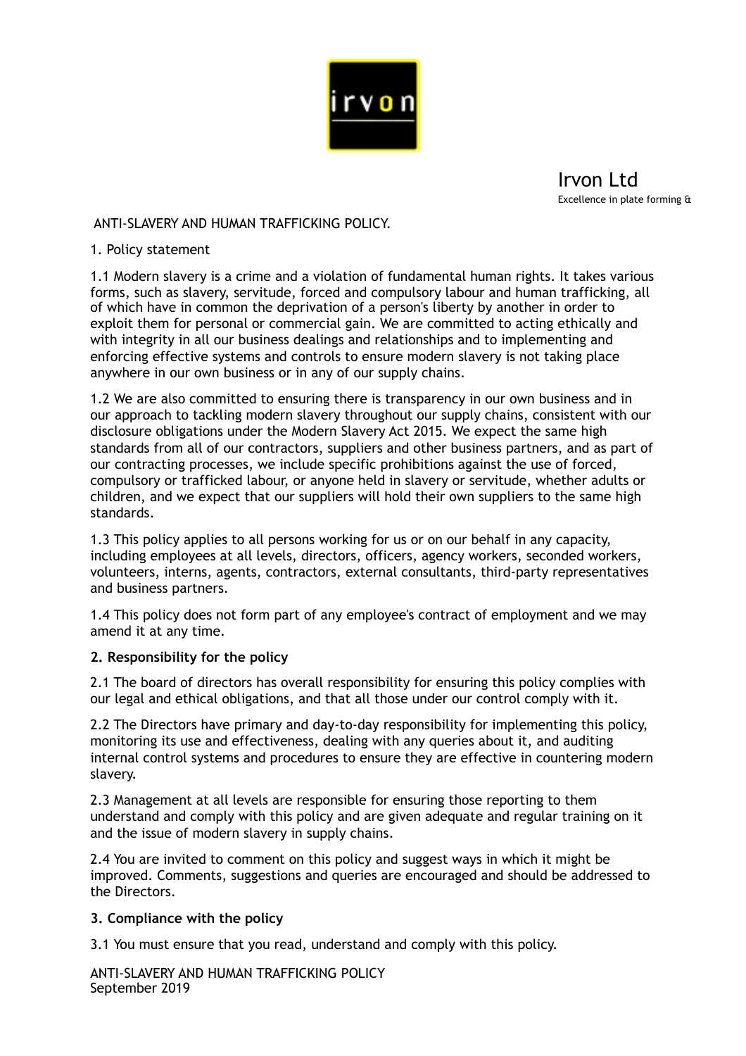Irvon Ltd
Excellence in plate forming &

# ANTI-SLAVERY AND HUMAN TRAFFICKING POLICY.

## 1. Policy statement

1.1 Modern slavery is a crime and a violation of fundamental human rights. It takes various forms, such as slavery, servitude, forced and compulsory labour and human trafficking, all of which have in common the deprivation of a person's liberty by another in order to exploit them for personal or commercial gain. We are committed to acting ethically and with integrity in all our business dealings and relationships and to implementing and enforcing effective systems and controls to ensure modern slavery is not taking place anywhere in our own business or in any of our supply chains.

1.2 We are also committed to ensuring there is transparency in our own business and in our approach to tackling modern slavery throughout our supply chains, consistent with our disclosure obligations under the Modern Slavery Act 2015. We expect the same high standards from all of our contractors, suppliers and other business partners, and as part of our contracting processes, we include specific prohibitions against the use of forced, compulsory or trafficked labour, or anyone held in slavery or servitude, whether adults or children, and we expect that our suppliers will hold their own suppliers to the same high standards.

1.3 This policy applies to all persons working for us or on our behalf in any capacity, including employees at all levels, directors, officers, agency workers, seconded workers, volunteers, interns, agents, contractors, external consultants, third-party representatives and business partners.

1.4 This policy does not form part of any employee's contract of employment and we may amend it at any time.

## 2. Responsibility for the policy

2.1 The board of directors has overall responsibility for ensuring this policy complies with our legal and ethical obligations, and that all those under our control comply with it.

2.2 The Directors have primary and day-to-day responsibility for implementing this policy, monitoring its use and effectiveness, dealing with any queries about it, and auditing internal control systems and procedures to ensure they are effective in countering modern slavery.

2.3 Management at all levels are responsible for ensuring those reporting to them understand and comply with this policy and are given adequate and regular training on it and the issue of modern slavery in supply chains.

2.4 You are invited to comment on this policy and suggest ways in which it might be improved. Comments, suggestions and queries are encouraged and should be addressed to the Directors.

## 3. Compliance with the policy

3.1 You must ensure that you read, understand and comply with this policy.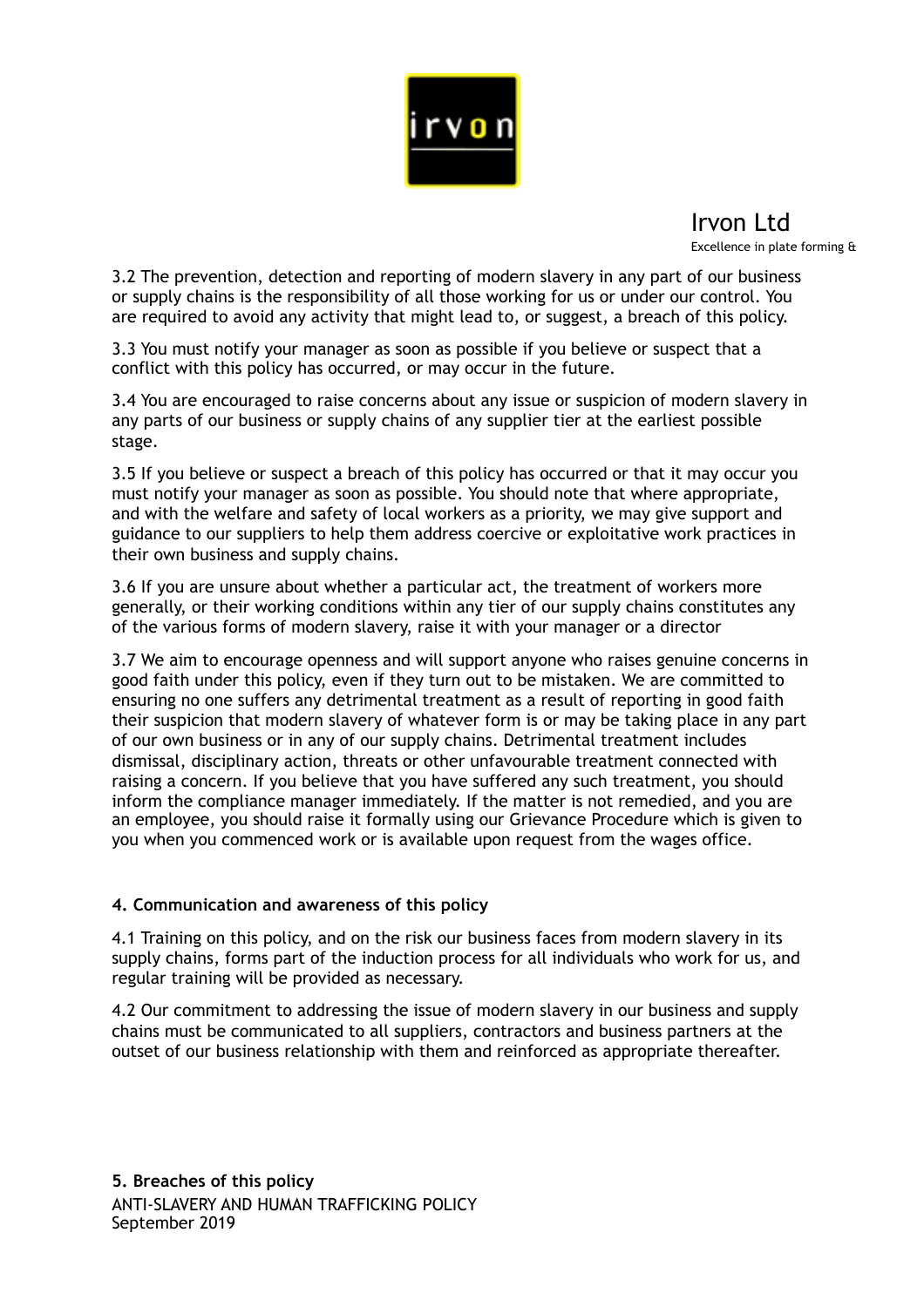3.2 The prevention, detection and reporting of modern slavery in any part of our business or supply chains is the responsibility of all those working for us or under our control. You are required to avoid any activity that might lead to, or suggest, a breach of this policy.

3.3 You must notify your manager as soon as possible if you believe or suspect that a conflict with this policy has occurred, or may occur in the future.

3.4 You are encouraged to raise concerns about any issue or suspicion of modern slavery in any parts of our business or supply chains of any supplier tier at the earliest possible stage.

3.5 If you believe or suspect a breach of this policy has occurred or that it may occur you must notify your manager as soon as possible. You should note that where appropriate, and with the welfare and safety of local workers as a priority, we may give support and guidance to our suppliers to help them address coercive or exploitative work practices in their own business and supply chains.

3.6 If you are unsure about whether a particular act, the treatment of workers more generally, or their working conditions within any tier of our supply chains constitutes any of the various forms of modern slavery, raise it with your manager or a director

3.7 We aim to encourage openness and will support anyone who raises genuine concerns in good faith under this policy, even if they turn out to be mistaken. We are committed to ensuring no one suffers any detrimental treatment as a result of reporting in good faith their suspicion that modern slavery of whatever form is or may be taking place in any part of our own business or in any of our supply chains. Detrimental treatment includes dismissal, disciplinary action, threats or other unfavourable treatment connected with raising a concern. If you believe that you have suffered any such treatment, you should inform the compliance manager immediately. If the matter is not remedied, and you are an employee, you should raise it formally using our Grievance Procedure which is given to you when you commenced work or is available upon request from the wages office.

**4. Communication and awareness of this policy**

4.1 Training on this policy, and on the risk our business faces from modern slavery in its supply chains, forms part of the induction process for all individuals who work for us, and regular training will be provided as necessary.

4.2 Our commitment to addressing the issue of modern slavery in our business and supply chains must be communicated to all suppliers, contractors and business partners at the outset of our business relationship with them and reinforced as appropriate thereafter.

**5. Breaches of this policy**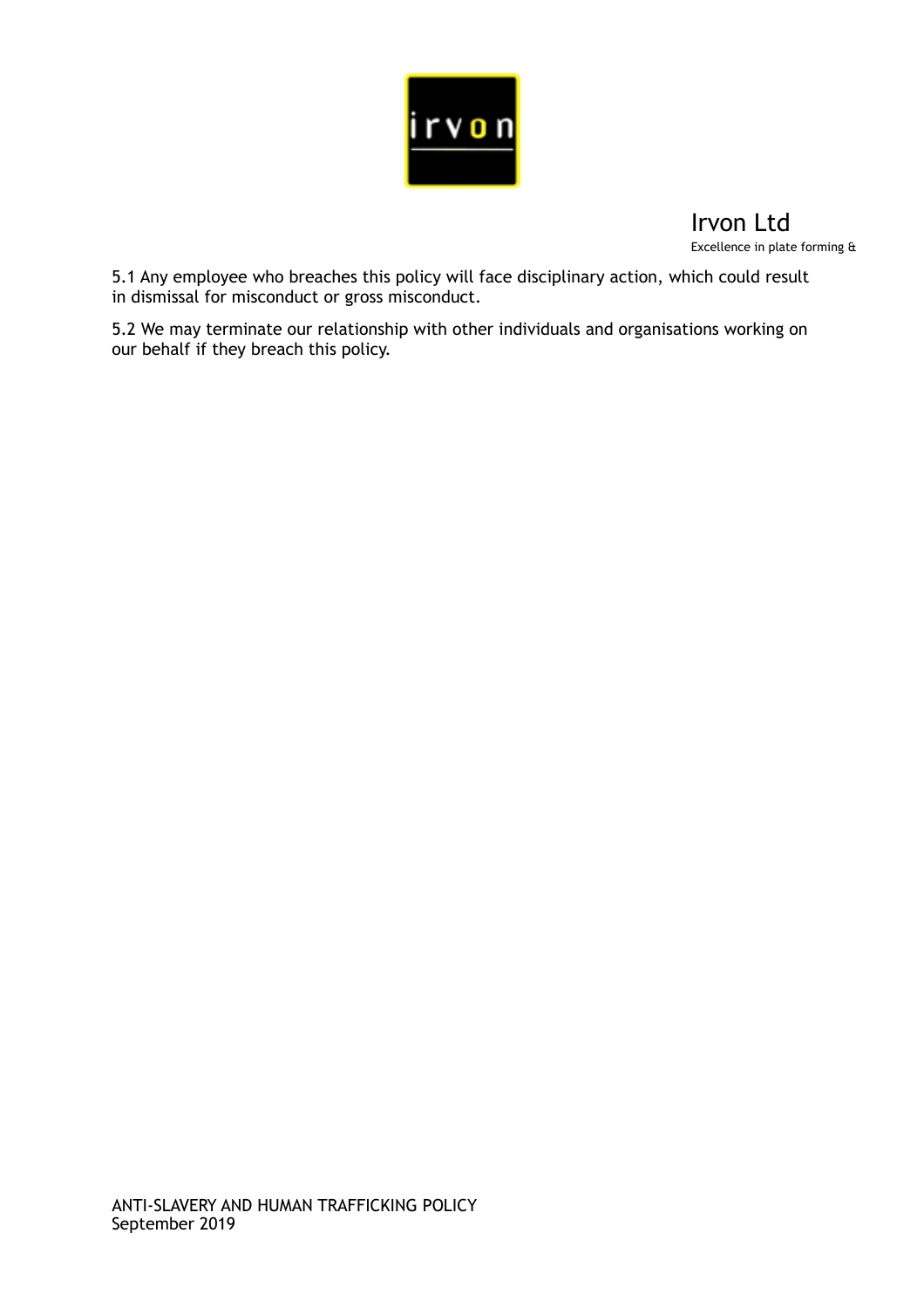5.1 Any employee who breaches this policy will face disciplinary action, which could result in dismissal for misconduct or gross misconduct.

5.2 We may terminate our relationship with other individuals and organisations working on our behalf if they breach this policy.